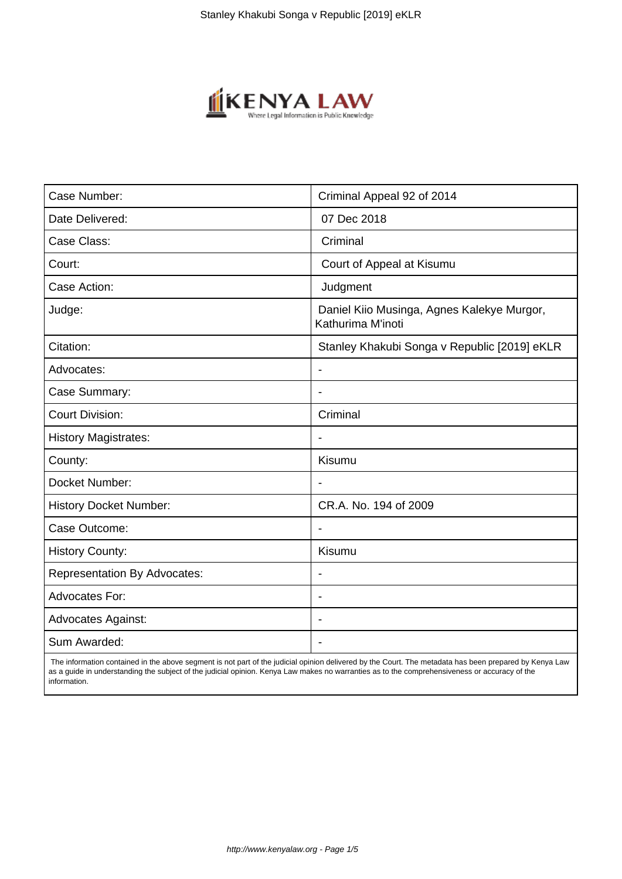| Case Number: | Criminal Appeal 92 of 2014 |
|---|---|
| Date Delivered: | 07 Dec 2018 |
| Case Class: | Criminal |
| Court: | Court of Appeal at Kisumu |
| Case Action: | Judgment |
| Judge: | Daniel Kiio Musinga, Agnes Kalekye Murgor, Kathurima M'inoti |
| Citation: | Stanley Khakubi Songa v Republic [2019] eKLR |
| Advocates: | - |
| Case Summary: | - |
| Court Division: | Criminal |
| History Magistrates: | - |
| County: | Kisumu |
| Docket Number: | - |
| History Docket Number: | CR.A. No. 194 of 2009 |
| Case Outcome: | - |
| History County: | Kisumu |
| Representation By Advocates: | - |
| Advocates For: | - |
| Advocates Against: | - |
| Sum Awarded: | - |

The information contained in the above segment is not part of the judicial opinion delivered by the Court. The metadata has been prepared by Kenya Law as a guide in understanding the subject of the judicial opinion. Kenya Law makes no warranties as to the comprehensiveness or accuracy of the information.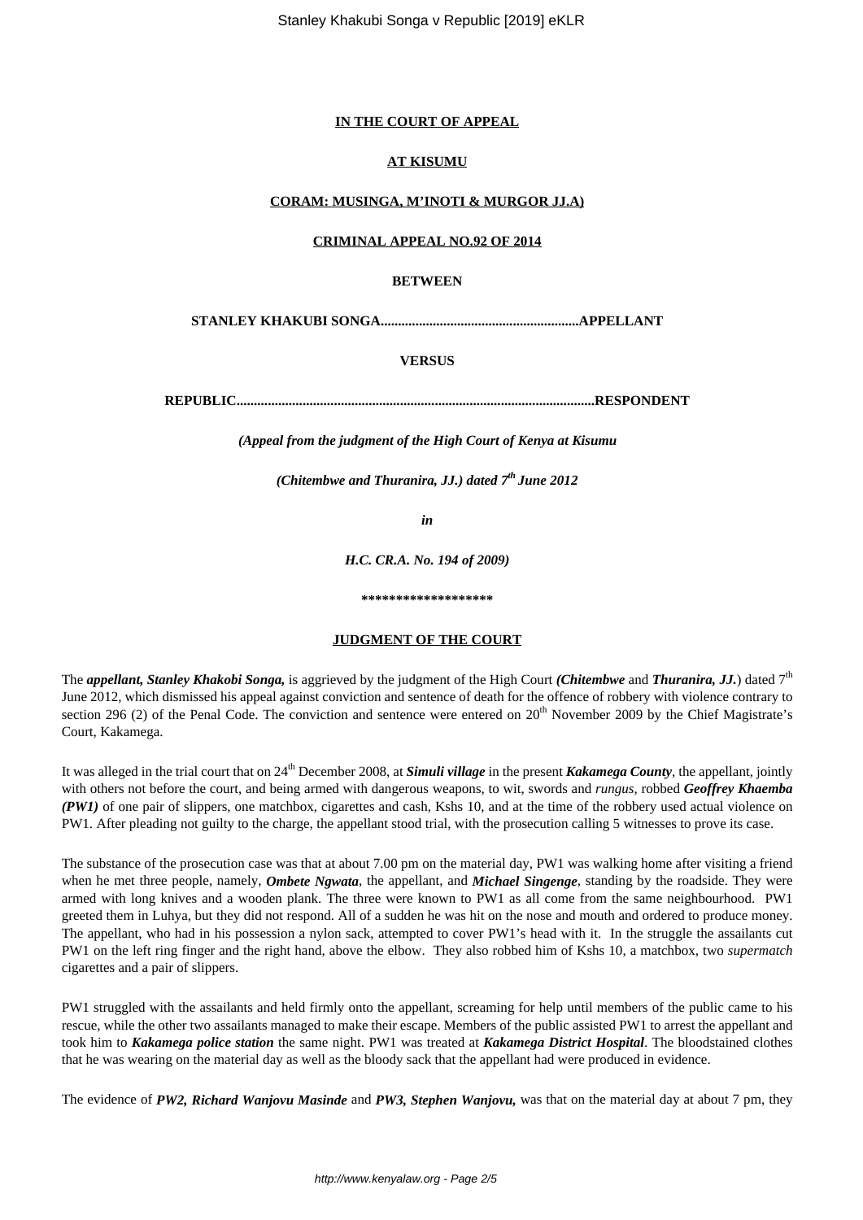**IN THE COURT OF APPEAL**

**AT KISUMU**

**CORAM: MUSINGA, M'INOTI & MURGOR JJ.A)**

**CRIMINAL APPEAL NO.92 OF 2014**

**BETWEEN**

**STANLEY KHAKUBI SONGA.........................................................APPELLANT**

**VERSUS**

**REPUBLIC.......................................................................................................RESPONDENT**

***(Appeal from the judgment of the High Court of Kenya at Kisumu***

***(Chitembwe and Thuranira, JJ.) dated 7th June 2012***

***in***

***H.C. CR.A. No. 194 of 2009)***

**\*\*\*\*\*\*\*\*\*\*\*\*\*\*\*\*\*\*\***

**JUDGMENT OF THE COURT**

The ***appellant, Stanley Khakobi Songa,*** is aggrieved by the judgment of the High Court ***(Chitembwe*** and ***Thuranira, JJ.***) dated 7th June 2012, which dismissed his appeal against conviction and sentence of death for the offence of robbery with violence contrary to section 296 (2) of the Penal Code. The conviction and sentence were entered on 20th November 2009 by the Chief Magistrate's Court, Kakamega.

It was alleged in the trial court that on 24th December 2008, at ***Simuli village*** in the present ***Kakamega County***, the appellant, jointly with others not before the court, and being armed with dangerous weapons, to wit, swords and *rungus,* robbed ***Geoffrey Khaemba (PW1)*** of one pair of slippers, one matchbox, cigarettes and cash, Kshs 10, and at the time of the robbery used actual violence on PW1. After pleading not guilty to the charge, the appellant stood trial, with the prosecution calling 5 witnesses to prove its case.

The substance of the prosecution case was that at about 7.00 pm on the material day, PW1 was walking home after visiting a friend when he met three people, namely, ***Ombete Ngwata***, the appellant, and ***Michael Singenge***, standing by the roadside. They were armed with long knives and a wooden plank. The three were known to PW1 as all come from the same neighbourhood. PW1 greeted them in Luhya, but they did not respond. All of a sudden he was hit on the nose and mouth and ordered to produce money. The appellant, who had in his possession a nylon sack, attempted to cover PW1's head with it. In the struggle the assailants cut PW1 on the left ring finger and the right hand, above the elbow. They also robbed him of Kshs 10, a matchbox, two *supermatch* cigarettes and a pair of slippers.

PW1 struggled with the assailants and held firmly onto the appellant, screaming for help until members of the public came to his rescue, while the other two assailants managed to make their escape. Members of the public assisted PW1 to arrest the appellant and took him to ***Kakamega police station*** the same night. PW1 was treated at ***Kakamega District Hospital***. The bloodstained clothes that he was wearing on the material day as well as the bloody sack that the appellant had were produced in evidence.

The evidence of ***PW2, Richard Wanjovu Masinde*** and ***PW3, Stephen Wanjovu,*** was that on the material day at about 7 pm, they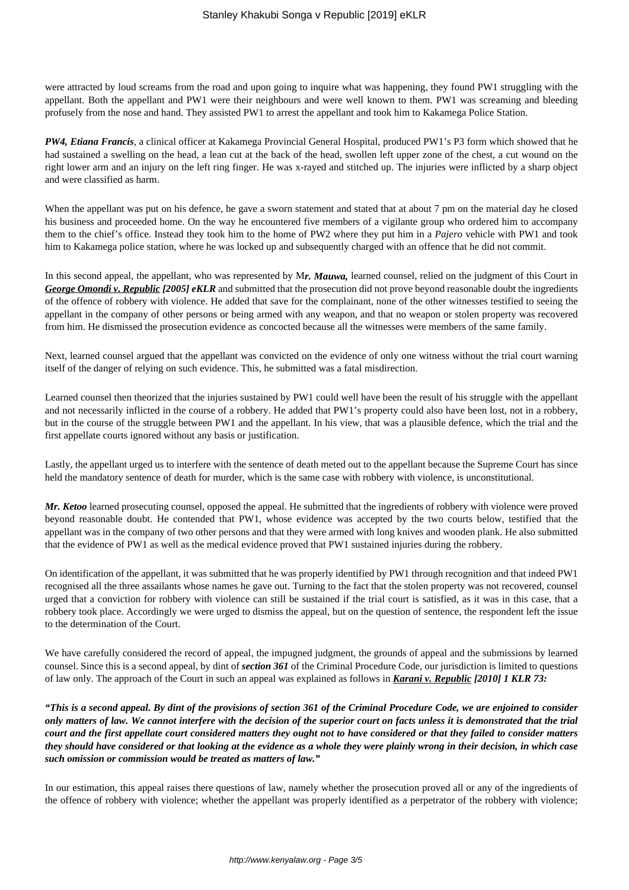were attracted by loud screams from the road and upon going to inquire what was happening, they found PW1 struggling with the appellant. Both the appellant and PW1 were their neighbours and were well known to them. PW1 was screaming and bleeding profusely from the nose and hand. They assisted PW1 to arrest the appellant and took him to Kakamega Police Station.

***PW4, Etiana Francis***, a clinical officer at Kakamega Provincial General Hospital, produced PW1's P3 form which showed that he had sustained a swelling on the head, a lean cut at the back of the head, swollen left upper zone of the chest, a cut wound on the right lower arm and an injury on the left ring finger. He was x-rayed and stitched up. The injuries were inflicted by a sharp object and were classified as harm.

When the appellant was put on his defence, he gave a sworn statement and stated that at about 7 pm on the material day he closed his business and proceeded home. On the way he encountered five members of a vigilante group who ordered him to accompany them to the chief's office. Instead they took him to the home of PW2 where they put him in a *Pajero* vehicle with PW1 and took him to Kakamega police station, where he was locked up and subsequently charged with an offence that he did not commit.

In this second appeal, the appellant, who was represented by M***r. Mauwa,*** learned counsel, relied on the judgment of this Court in ***George Omondi v. Republic [2005] eKLR*** and submitted that the prosecution did not prove beyond reasonable doubt the ingredients of the offence of robbery with violence. He added that save for the complainant, none of the other witnesses testified to seeing the appellant in the company of other persons or being armed with any weapon, and that no weapon or stolen property was recovered from him. He dismissed the prosecution evidence as concocted because all the witnesses were members of the same family.

Next, learned counsel argued that the appellant was convicted on the evidence of only one witness without the trial court warning itself of the danger of relying on such evidence. This, he submitted was a fatal misdirection.

Learned counsel then theorized that the injuries sustained by PW1 could well have been the result of his struggle with the appellant and not necessarily inflicted in the course of a robbery. He added that PW1's property could also have been lost, not in a robbery, but in the course of the struggle between PW1 and the appellant. In his view, that was a plausible defence, which the trial and the first appellate courts ignored without any basis or justification.

Lastly, the appellant urged us to interfere with the sentence of death meted out to the appellant because the Supreme Court has since held the mandatory sentence of death for murder, which is the same case with robbery with violence, is unconstitutional.

***Mr. Ketoo*** learned prosecuting counsel, opposed the appeal. He submitted that the ingredients of robbery with violence were proved beyond reasonable doubt. He contended that PW1, whose evidence was accepted by the two courts below, testified that the appellant was in the company of two other persons and that they were armed with long knives and wooden plank. He also submitted that the evidence of PW1 as well as the medical evidence proved that PW1 sustained injuries during the robbery.

On identification of the appellant, it was submitted that he was properly identified by PW1 through recognition and that indeed PW1 recognised all the three assailants whose names he gave out. Turning to the fact that the stolen property was not recovered, counsel urged that a conviction for robbery with violence can still be sustained if the trial court is satisfied, as it was in this case, that a robbery took place. Accordingly we were urged to dismiss the appeal, but on the question of sentence, the respondent left the issue to the determination of the Court.

We have carefully considered the record of appeal, the impugned judgment, the grounds of appeal and the submissions by learned counsel. Since this is a second appeal, by dint of ***section 361*** of the Criminal Procedure Code, our jurisdiction is limited to questions of law only. The approach of the Court in such an appeal was explained as follows in ***Karani v. Republic [2010] 1 KLR 73:***

***"This is a second appeal. By dint of the provisions of section 361 of the Criminal Procedure Code, we are enjoined to consider only matters of law. We cannot interfere with the decision of the superior court on facts unless it is demonstrated that the trial court and the first appellate court considered matters they ought not to have considered or that they failed to consider matters they should have considered or that looking at the evidence as a whole they were plainly wrong in their decision, in which case such omission or commission would be treated as matters of law."***

In our estimation, this appeal raises there questions of law, namely whether the prosecution proved all or any of the ingredients of the offence of robbery with violence; whether the appellant was properly identified as a perpetrator of the robbery with violence;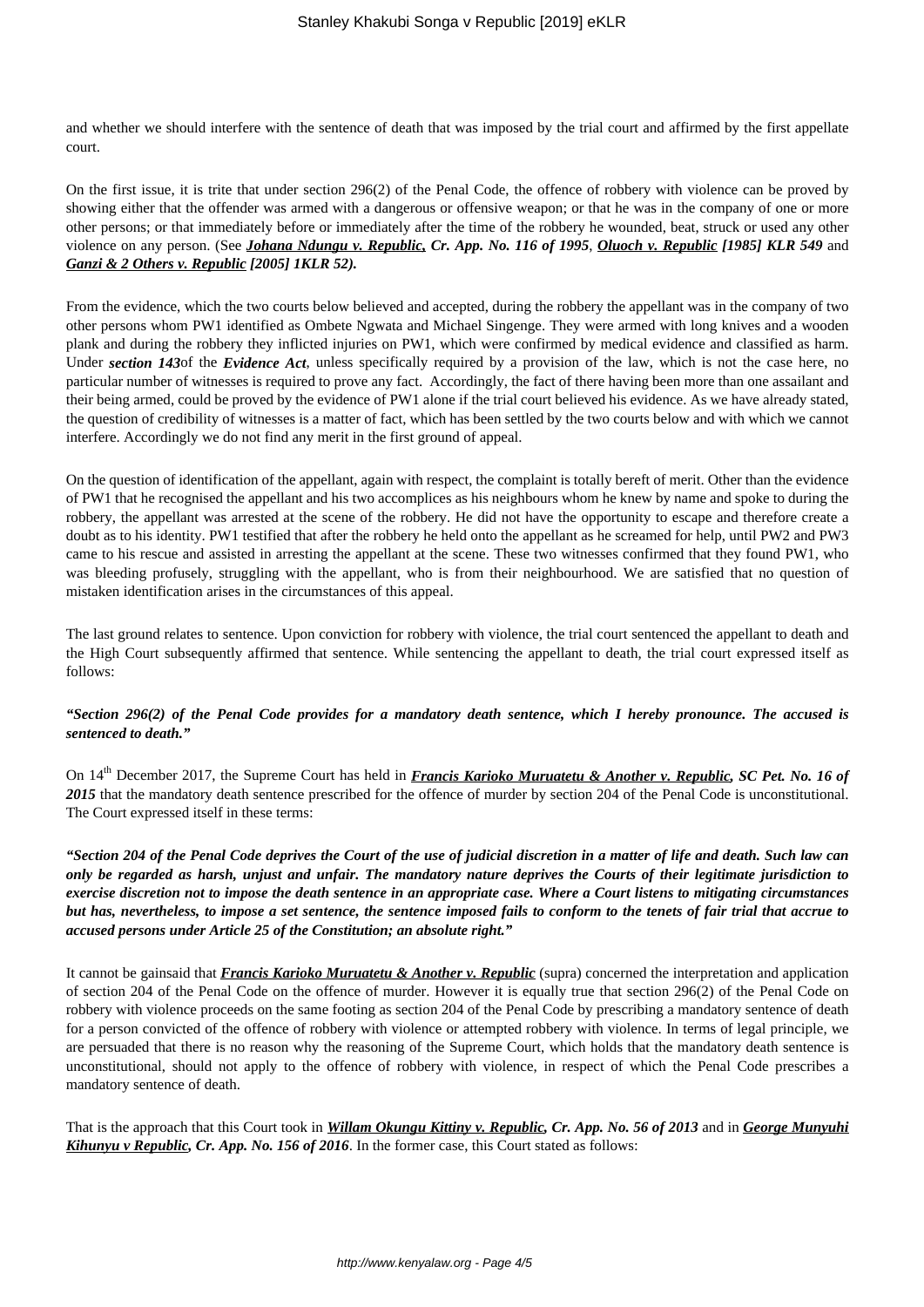and whether we should interfere with the sentence of death that was imposed by the trial court and affirmed by the first appellate court.

On the first issue, it is trite that under section 296(2) of the Penal Code, the offence of robbery with violence can be proved by showing either that the offender was armed with a dangerous or offensive weapon; or that he was in the company of one or more other persons; or that immediately before or immediately after the time of the robbery he wounded, beat, struck or used any other violence on any person. (See ***Johana Ndungu v. Republic, Cr. App. No. 116 of 1995***, ***Oluoch v. Republic [1985] KLR 549*** and ***Ganzi & 2 Others v. Republic [2005] 1KLR 52).***

From the evidence, which the two courts below believed and accepted, during the robbery the appellant was in the company of two other persons whom PW1 identified as Ombete Ngwata and Michael Singenge. They were armed with long knives and a wooden plank and during the robbery they inflicted injuries on PW1, which were confirmed by medical evidence and classified as harm. Under ***section 143***of the ***Evidence Act***, unless specifically required by a provision of the law, which is not the case here, no particular number of witnesses is required to prove any fact. Accordingly, the fact of there having been more than one assailant and their being armed, could be proved by the evidence of PW1 alone if the trial court believed his evidence. As we have already stated, the question of credibility of witnesses is a matter of fact, which has been settled by the two courts below and with which we cannot interfere. Accordingly we do not find any merit in the first ground of appeal.

On the question of identification of the appellant, again with respect, the complaint is totally bereft of merit. Other than the evidence of PW1 that he recognised the appellant and his two accomplices as his neighbours whom he knew by name and spoke to during the robbery, the appellant was arrested at the scene of the robbery. He did not have the opportunity to escape and therefore create a doubt as to his identity. PW1 testified that after the robbery he held onto the appellant as he screamed for help, until PW2 and PW3 came to his rescue and assisted in arresting the appellant at the scene. These two witnesses confirmed that they found PW1, who was bleeding profusely, struggling with the appellant, who is from their neighbourhood. We are satisfied that no question of mistaken identification arises in the circumstances of this appeal.

The last ground relates to sentence. Upon conviction for robbery with violence, the trial court sentenced the appellant to death and the High Court subsequently affirmed that sentence. While sentencing the appellant to death, the trial court expressed itself as follows:

***"Section 296(2) of the Penal Code provides for a mandatory death sentence, which I hereby pronounce. The accused is sentenced to death."***

On 14th December 2017, the Supreme Court has held in ***Francis Karioko Muruatetu & Another v. Republic, SC Pet. No. 16 of 2015*** that the mandatory death sentence prescribed for the offence of murder by section 204 of the Penal Code is unconstitutional. The Court expressed itself in these terms:

***"Section 204 of the Penal Code deprives the Court of the use of judicial discretion in a matter of life and death. Such law can only be regarded as harsh, unjust and unfair. The mandatory nature deprives the Courts of their legitimate jurisdiction to exercise discretion not to impose the death sentence in an appropriate case. Where a Court listens to mitigating circumstances but has, nevertheless, to impose a set sentence, the sentence imposed fails to conform to the tenets of fair trial that accrue to accused persons under Article 25 of the Constitution; an absolute right."***

It cannot be gainsaid that ***Francis Karioko Muruatetu & Another v. Republic*** (supra) concerned the interpretation and application of section 204 of the Penal Code on the offence of murder. However it is equally true that section 296(2) of the Penal Code on robbery with violence proceeds on the same footing as section 204 of the Penal Code by prescribing a mandatory sentence of death for a person convicted of the offence of robbery with violence or attempted robbery with violence. In terms of legal principle, we are persuaded that there is no reason why the reasoning of the Supreme Court, which holds that the mandatory death sentence is unconstitutional, should not apply to the offence of robbery with violence, in respect of which the Penal Code prescribes a mandatory sentence of death.

That is the approach that this Court took in ***Willam Okungu Kittiny v. Republic, Cr. App. No. 56 of 2013*** and in ***George Munyuhi Kihunyu v Republic, Cr. App. No. 156 of 2016***. In the former case, this Court stated as follows: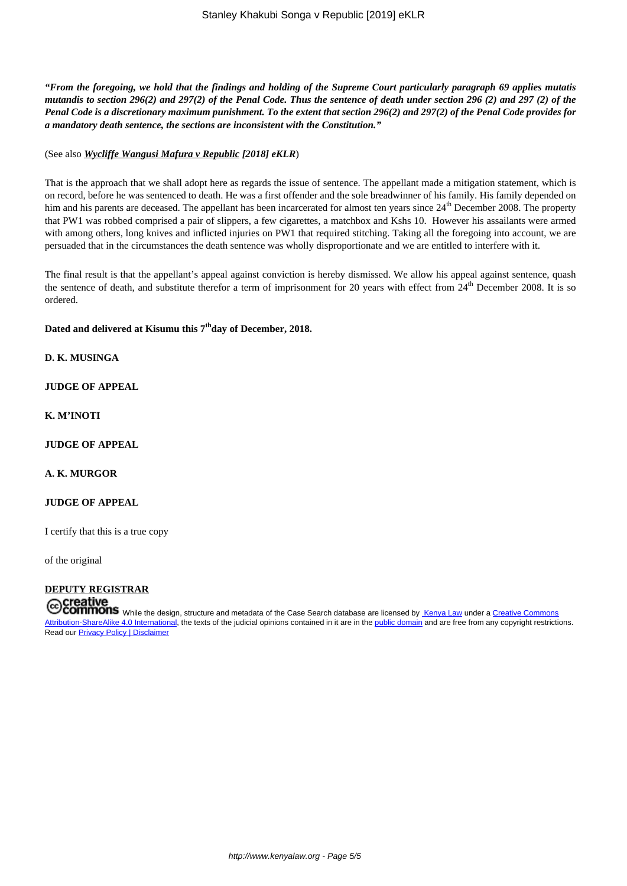***"From the foregoing, we hold that the findings and holding of the Supreme Court particularly paragraph 69 applies mutatis mutandis to section 296(2) and 297(2) of the Penal Code. Thus the sentence of death under section 296 (2) and 297 (2) of the Penal Code is a discretionary maximum punishment. To the extent that section 296(2) and 297(2) of the Penal Code provides for a mandatory death sentence, the sections are inconsistent with the Constitution."***

(See also ***Wycliffe Wangusi Mafura v Republic [2018] eKLR***)

That is the approach that we shall adopt here as regards the issue of sentence. The appellant made a mitigation statement, which is on record, before he was sentenced to death. He was a first offender and the sole breadwinner of his family. His family depended on him and his parents are deceased. The appellant has been incarcerated for almost ten years since 24th December 2008. The property that PW1 was robbed comprised a pair of slippers, a few cigarettes, a matchbox and Kshs 10. However his assailants were armed with among others, long knives and inflicted injuries on PW1 that required stitching. Taking all the foregoing into account, we are persuaded that in the circumstances the death sentence was wholly disproportionate and we are entitled to interfere with it.

The final result is that the appellant's appeal against conviction is hereby dismissed. We allow his appeal against sentence, quash the sentence of death, and substitute therefor a term of imprisonment for 20 years with effect from 24th December 2008. It is so ordered.

**Dated and delivered at Kisumu this 7th day of December, 2018.**

**D. K. MUSINGA**

**JUDGE OF APPEAL**

**K. M'INOTI**

**JUDGE OF APPEAL**

**A. K. MURGOR**

**JUDGE OF APPEAL**

I certify that this is a true copy

of the original

**DEPUTY REGISTRAR**

While the design, structure and metadata of the Case Search database are licensed by Kenya Law under a Creative Commons Attribution-ShareAlike 4.0 International, the texts of the judicial opinions contained in it are in the public domain and are free from any copyright restrictions. Read our Privacy Policy | Disclaimer